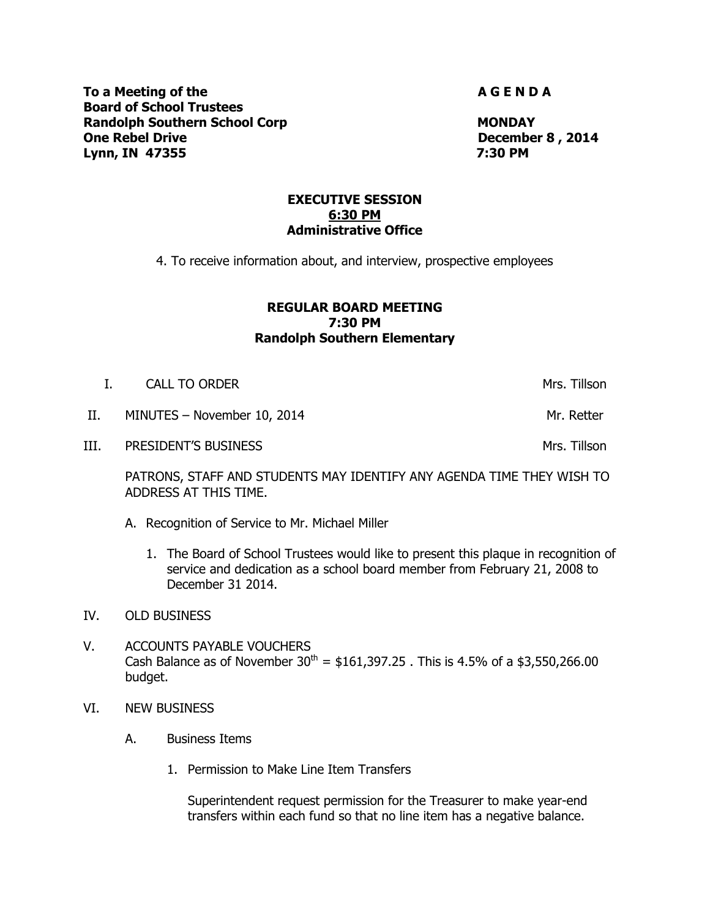**To a Meeting of the**
**Board of School Trustees**
**Randolph Southern School Corp**
**One Rebel Drive**
**Lynn, IN 47355**

**A G E N D A**

**MONDAY**
**December 8 , 2014**
**7:30 PM**

**EXECUTIVE SESSION**
**6:30 PM**
**Administrative Office**

4. To receive information about, and interview, prospective employees

**REGULAR BOARD MEETING**
**7:30 PM**
**Randolph Southern Elementary**

I. CALL TO ORDER — Mrs. Tillson

II. MINUTES – November 10, 2014 — Mr. Retter

III. PRESIDENT'S BUSINESS — Mrs. Tillson

PATRONS, STAFF AND STUDENTS MAY IDENTIFY ANY AGENDA TIME THEY WISH TO ADDRESS AT THIS TIME.

A. Recognition of Service to Mr. Michael Miller

1. The Board of School Trustees would like to present this plaque in recognition of service and dedication as a school board member from February 21, 2008 to December 31 2014.

IV. OLD BUSINESS

V. ACCOUNTS PAYABLE VOUCHERS
Cash Balance as of November 30th = $161,397.25 . This is 4.5% of a $3,550,266.00 budget.

VI. NEW BUSINESS

A. Business Items

1. Permission to Make Line Item Transfers

Superintendent request permission for the Treasurer to make year-end transfers within each fund so that no line item has a negative balance.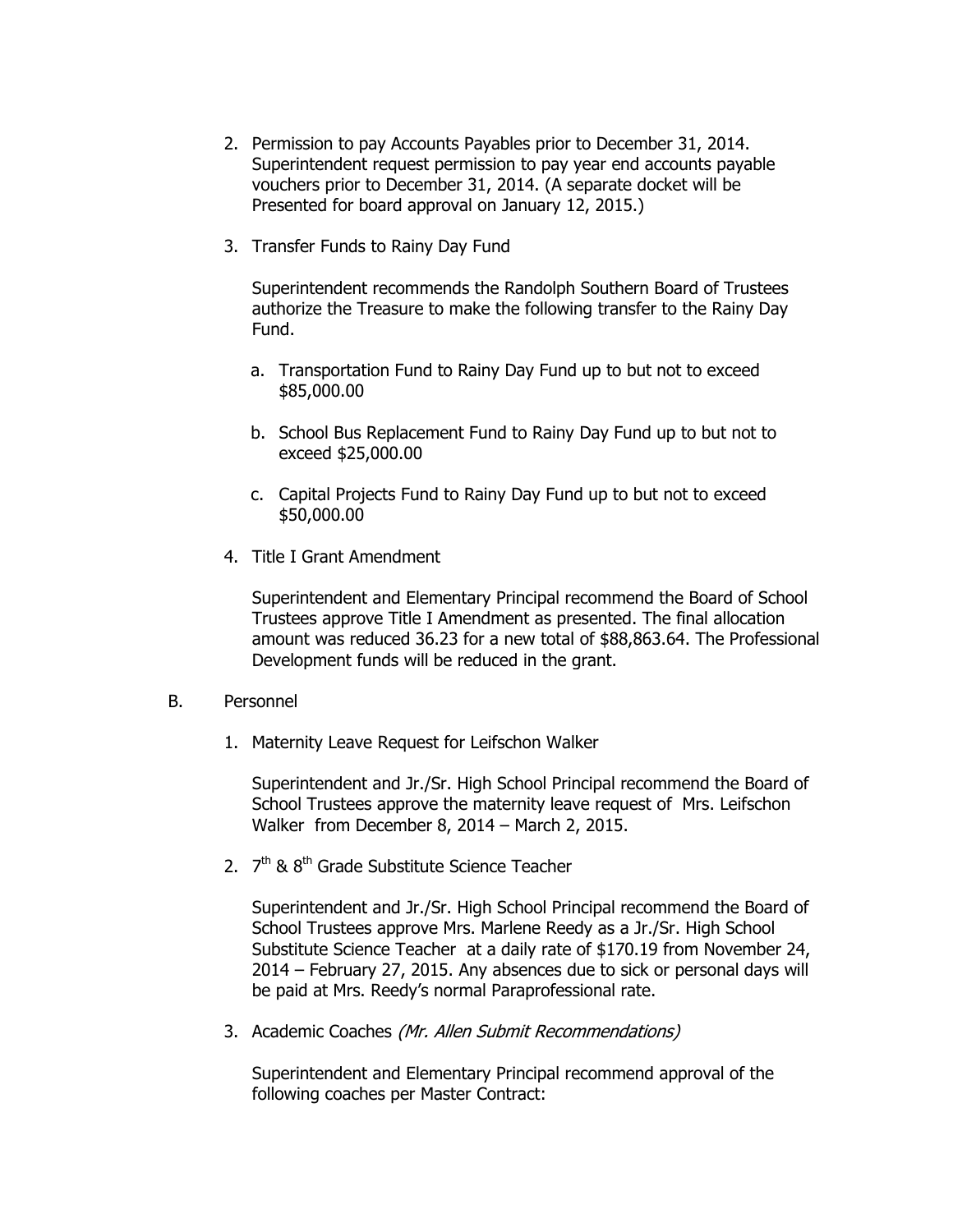2. Permission to pay Accounts Payables prior to December 31, 2014. Superintendent request permission to pay year end accounts payable vouchers prior to December 31, 2014. (A separate docket will be Presented for board approval on January 12, 2015.)

3. Transfer Funds to Rainy Day Fund

   Superintendent recommends the Randolph Southern Board of Trustees authorize the Treasure to make the following transfer to the Rainy Day Fund.

   a. Transportation Fund to Rainy Day Fund up to but not to exceed $85,000.00

   b. School Bus Replacement Fund to Rainy Day Fund up to but not to exceed $25,000.00

   c. Capital Projects Fund to Rainy Day Fund up to but not to exceed $50,000.00

4. Title I Grant Amendment

   Superintendent and Elementary Principal recommend the Board of School Trustees approve Title I Amendment as presented. The final allocation amount was reduced 36.23 for a new total of $88,863.64. The Professional Development funds will be reduced in the grant.

B. Personnel

1. Maternity Leave Request for Leifschon Walker

   Superintendent and Jr./Sr. High School Principal recommend the Board of School Trustees approve the maternity leave request of Mrs. Leifschon Walker from December 8, 2014 – March 2, 2015.

2. 7th & 8th Grade Substitute Science Teacher

   Superintendent and Jr./Sr. High School Principal recommend the Board of School Trustees approve Mrs. Marlene Reedy as a Jr./Sr. High School Substitute Science Teacher at a daily rate of $170.19 from November 24, 2014 – February 27, 2015. Any absences due to sick or personal days will be paid at Mrs. Reedy's normal Paraprofessional rate.

3. Academic Coaches *(Mr. Allen Submit Recommendations)*

   Superintendent and Elementary Principal recommend approval of the following coaches per Master Contract: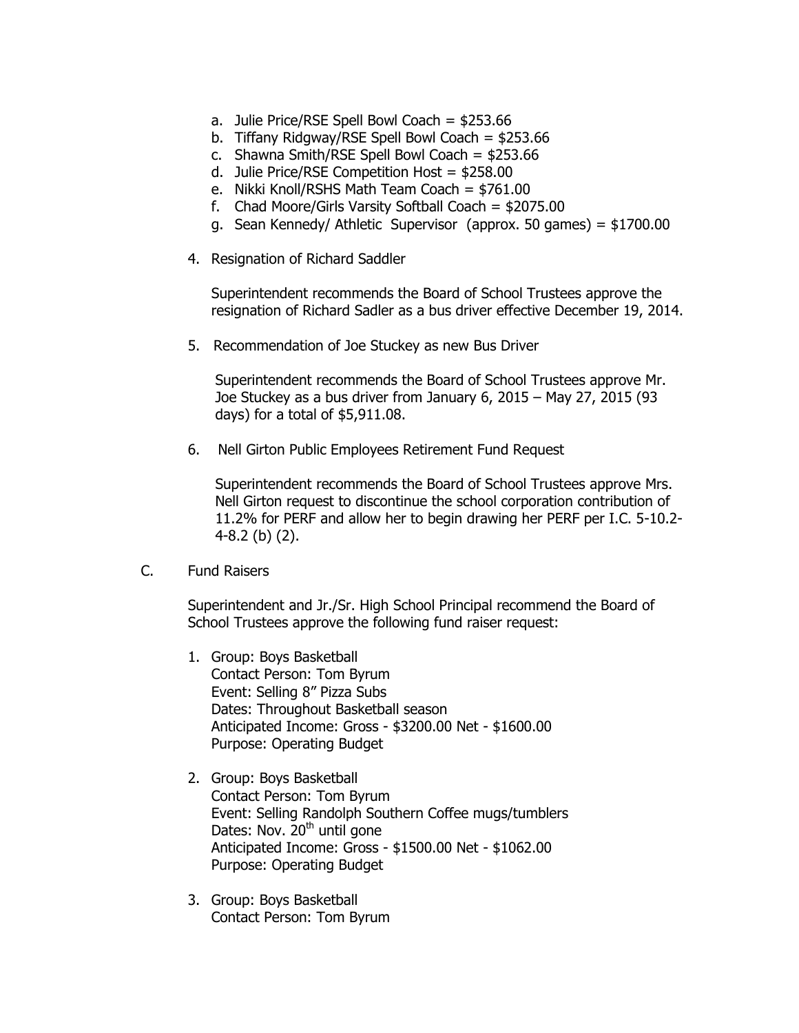a. Julie Price/RSE Spell Bowl Coach = $253.66
b. Tiffany Ridgway/RSE Spell Bowl Coach = $253.66
c. Shawna Smith/RSE Spell Bowl Coach = $253.66
d. Julie Price/RSE Competition Host = $258.00
e. Nikki Knoll/RSHS Math Team Coach = $761.00
f. Chad Moore/Girls Varsity Softball Coach = $2075.00
g. Sean Kennedy/ Athletic Supervisor (approx. 50 games) = $1700.00

4. Resignation of Richard Saddler

   Superintendent recommends the Board of School Trustees approve the resignation of Richard Sadler as a bus driver effective December 19, 2014.

5. Recommendation of Joe Stuckey as new Bus Driver

   Superintendent recommends the Board of School Trustees approve Mr. Joe Stuckey as a bus driver from January 6, 2015 – May 27, 2015 (93 days) for a total of $5,911.08.

6. Nell Girton Public Employees Retirement Fund Request

   Superintendent recommends the Board of School Trustees approve Mrs. Nell Girton request to discontinue the school corporation contribution of 11.2% for PERF and allow her to begin drawing her PERF per I.C. 5-10.2-4-8.2 (b) (2).

C. Fund Raisers

   Superintendent and Jr./Sr. High School Principal recommend the Board of School Trustees approve the following fund raiser request:

1. Group: Boys Basketball
   Contact Person: Tom Byrum
   Event: Selling 8" Pizza Subs
   Dates: Throughout Basketball season
   Anticipated Income: Gross - $3200.00 Net - $1600.00
   Purpose: Operating Budget

2. Group: Boys Basketball
   Contact Person: Tom Byrum
   Event: Selling Randolph Southern Coffee mugs/tumblers
   Dates: Nov. 20th until gone
   Anticipated Income: Gross - $1500.00 Net - $1062.00
   Purpose: Operating Budget

3. Group: Boys Basketball
   Contact Person: Tom Byrum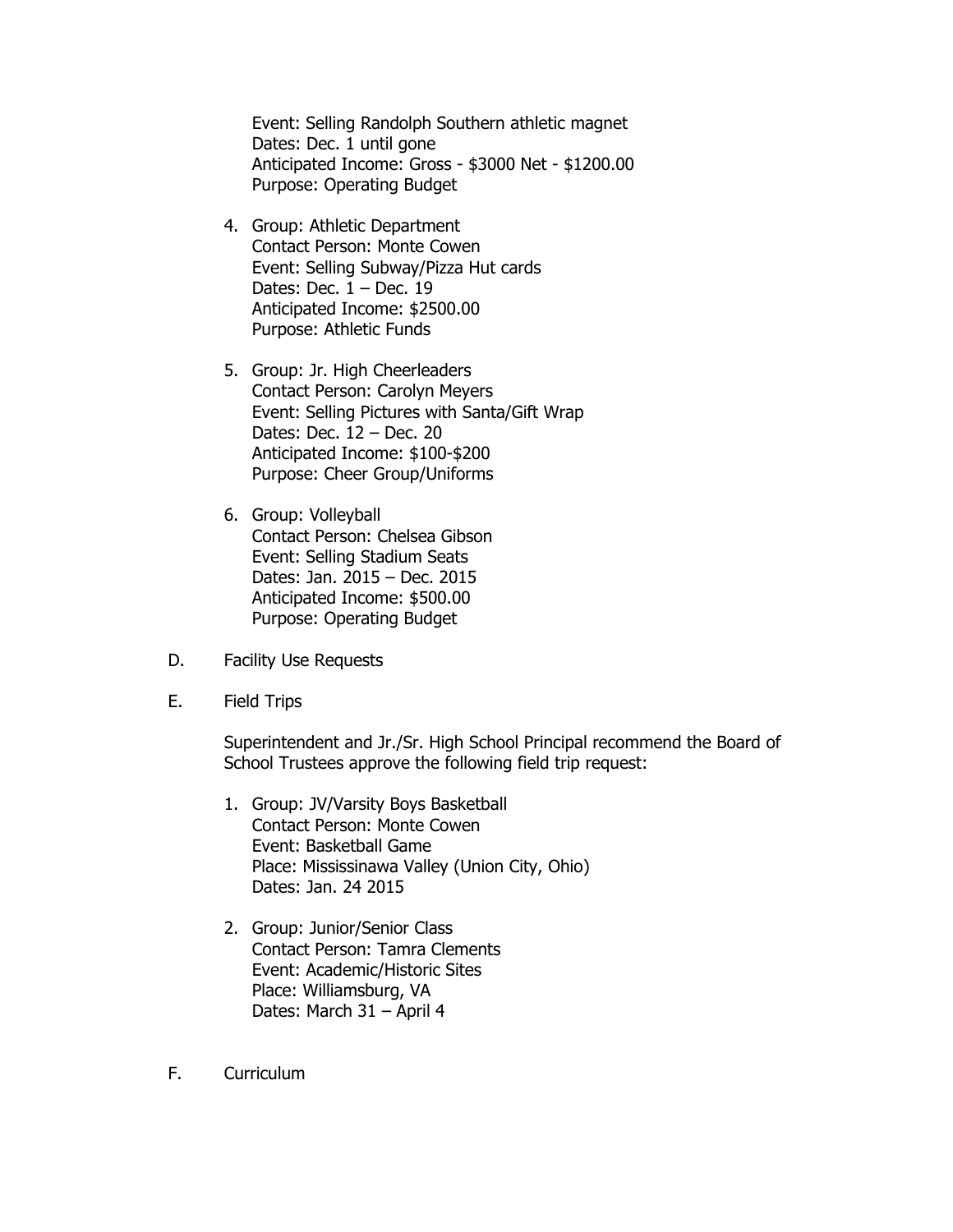Event: Selling Randolph Southern athletic magnet
Dates: Dec. 1 until gone
Anticipated Income: Gross - $3000 Net - $1200.00
Purpose: Operating Budget

4. Group: Athletic Department
   Contact Person: Monte Cowen
   Event: Selling Subway/Pizza Hut cards
   Dates: Dec. 1 – Dec. 19
   Anticipated Income: $2500.00
   Purpose: Athletic Funds

5. Group: Jr. High Cheerleaders
   Contact Person: Carolyn Meyers
   Event: Selling Pictures with Santa/Gift Wrap
   Dates: Dec. 12 – Dec. 20
   Anticipated Income: $100-$200
   Purpose: Cheer Group/Uniforms

6. Group: Volleyball
   Contact Person: Chelsea Gibson
   Event: Selling Stadium Seats
   Dates: Jan. 2015 – Dec. 2015
   Anticipated Income: $500.00
   Purpose: Operating Budget

D. Facility Use Requests

E. Field Trips

Superintendent and Jr./Sr. High School Principal recommend the Board of School Trustees approve the following field trip request:

1. Group: JV/Varsity Boys Basketball
   Contact Person: Monte Cowen
   Event: Basketball Game
   Place: Mississinawa Valley (Union City, Ohio)
   Dates: Jan. 24 2015

2. Group: Junior/Senior Class
   Contact Person: Tamra Clements
   Event: Academic/Historic Sites
   Place: Williamsburg, VA
   Dates: March 31 – April 4

F. Curriculum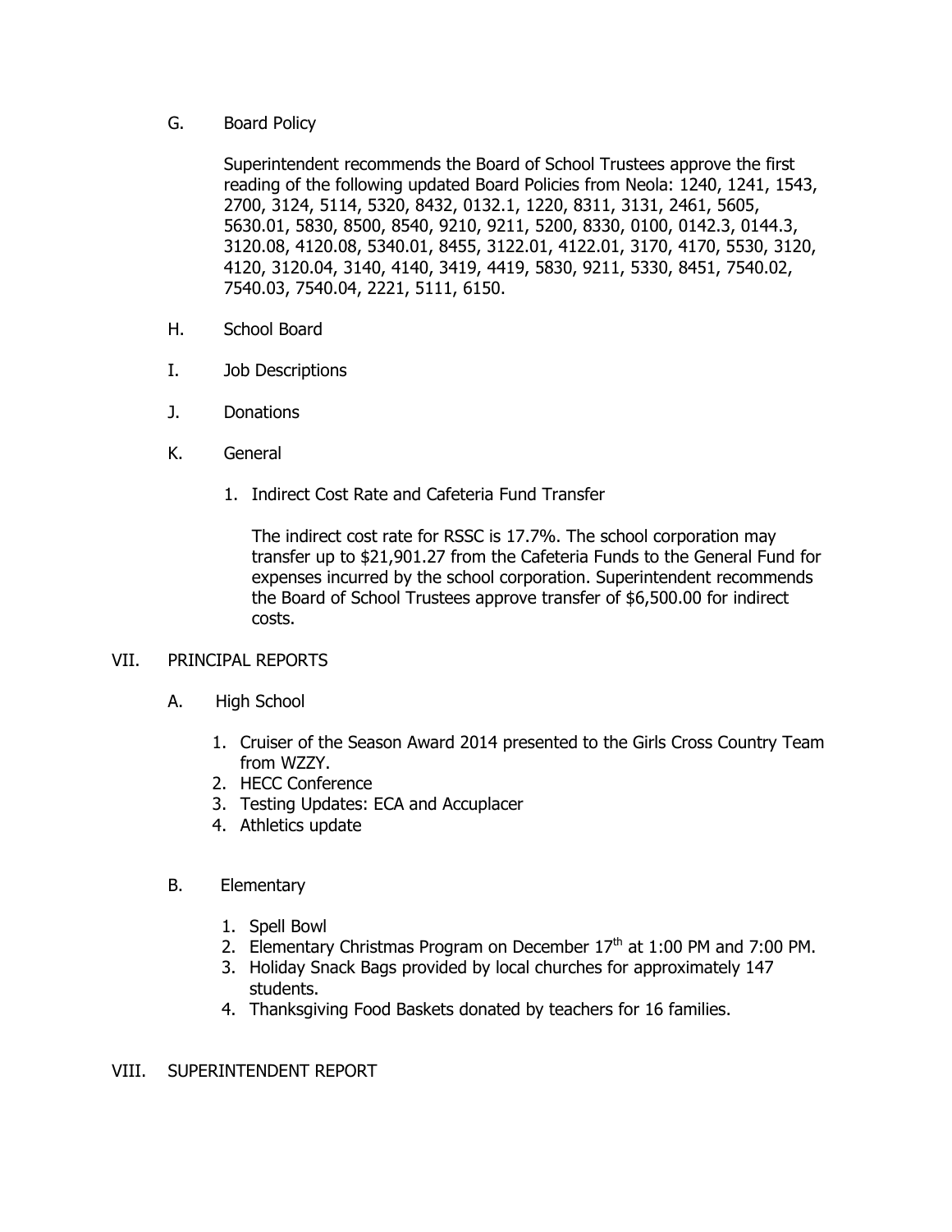G. Board Policy

Superintendent recommends the Board of School Trustees approve the first reading of the following updated Board Policies from Neola: 1240, 1241, 1543, 2700, 3124, 5114, 5320, 8432, 0132.1, 1220, 8311, 3131, 2461, 5605, 5630.01, 5830, 8500, 8540, 9210, 9211, 5200, 8330, 0100, 0142.3, 0144.3, 3120.08, 4120.08, 5340.01, 8455, 3122.01, 4122.01, 3170, 4170, 5530, 3120, 4120, 3120.04, 3140, 4140, 3419, 4419, 5830, 9211, 5330, 8451, 7540.02, 7540.03, 7540.04, 2221, 5111, 6150.

H. School Board

I. Job Descriptions

J. Donations

K. General

1. Indirect Cost Rate and Cafeteria Fund Transfer

   The indirect cost rate for RSSC is 17.7%. The school corporation may transfer up to $21,901.27 from the Cafeteria Funds to the General Fund for expenses incurred by the school corporation. Superintendent recommends the Board of School Trustees approve transfer of $6,500.00 for indirect costs.

VII. PRINCIPAL REPORTS

A. High School

1. Cruiser of the Season Award 2014 presented to the Girls Cross Country Team from WZZY.
2. HECC Conference
3. Testing Updates: ECA and Accuplacer
4. Athletics update

B. Elementary

1. Spell Bowl
2. Elementary Christmas Program on December 17th at 1:00 PM and 7:00 PM.
3. Holiday Snack Bags provided by local churches for approximately 147 students.
4. Thanksgiving Food Baskets donated by teachers for 16 families.

VIII. SUPERINTENDENT REPORT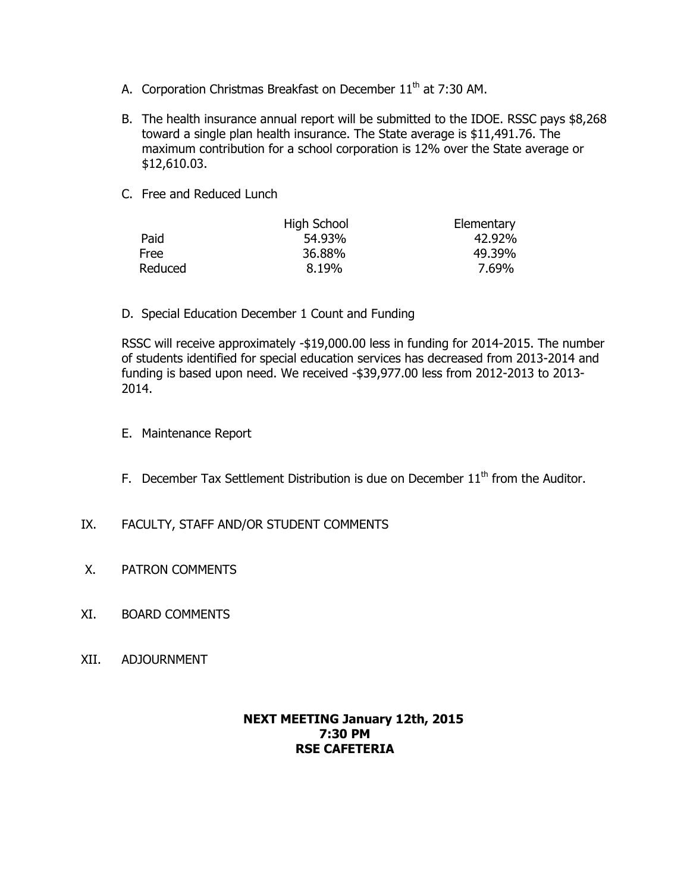A. Corporation Christmas Breakfast on December 11th at 7:30 AM.

B. The health insurance annual report will be submitted to the IDOE. RSSC pays $8,268 toward a single plan health insurance. The State average is $11,491.76. The maximum contribution for a school corporation is 12% over the State average or $12,610.03.

C. Free and Reduced Lunch

| | High School | Elementary |
|---|---|---|
| Paid | 54.93% | 42.92% |
| Free | 36.88% | 49.39% |
| Reduced | 8.19% | 7.69% |

D. Special Education December 1 Count and Funding

RSSC will receive approximately -$19,000.00 less in funding for 2014-2015. The number of students identified for special education services has decreased from 2013-2014 and funding is based upon need. We received -$39,977.00 less from 2012-2013 to 2013-2014.

E. Maintenance Report

F. December Tax Settlement Distribution is due on December 11th from the Auditor.

IX. FACULTY, STAFF AND/OR STUDENT COMMENTS

X. PATRON COMMENTS

XI. BOARD COMMENTS

XII. ADJOURNMENT

**NEXT MEETING January 12th, 2015**
**7:30 PM**
**RSE CAFETERIA**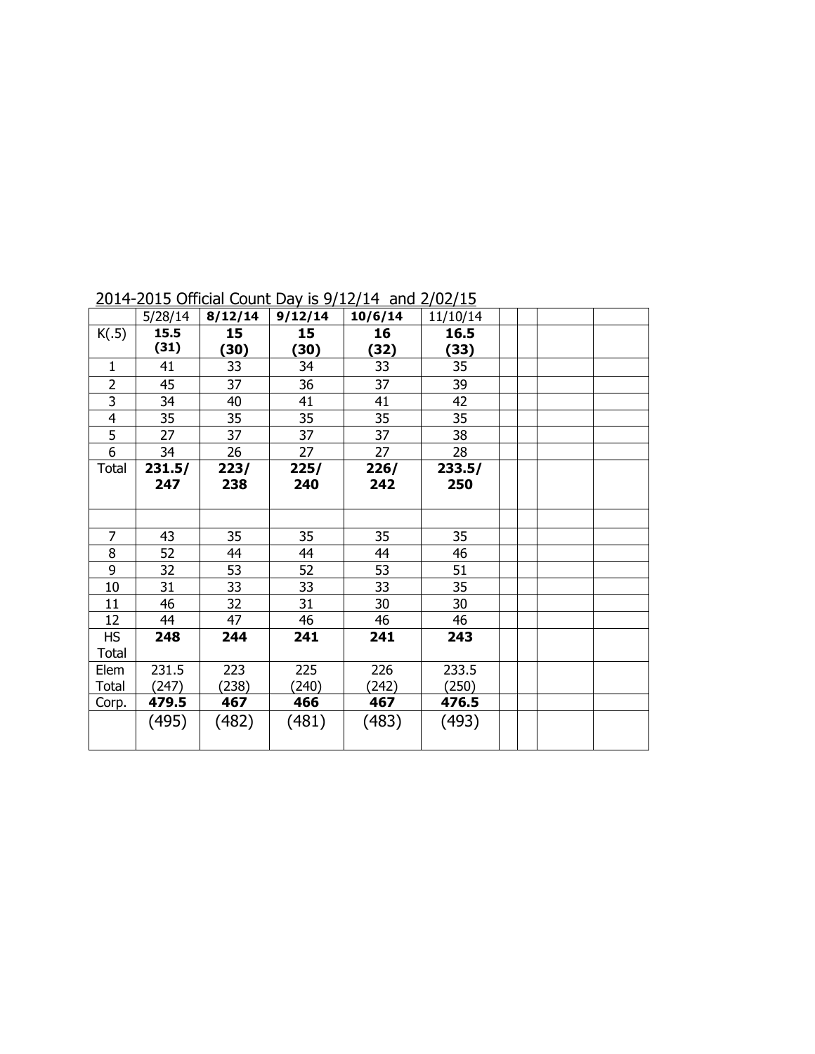2014-2015 Official Count Day is 9/12/14 and 2/02/15

| | 5/28/14 | **8/12/14** | **9/12/14** | **10/6/14** | 11/10/14 | | | | |
|---|---|---|---|---|---|---|---|---|---|
| K(.5) | **15.5 (31)** | **15 (30)** | **15 (30)** | **16 (32)** | **16.5 (33)** | | | | |
| 1 | 41 | 33 | 34 | 33 | 35 | | | | |
| 2 | 45 | 37 | 36 | 37 | 39 | | | | |
| 3 | 34 | 40 | 41 | 41 | 42 | | | | |
| 4 | 35 | 35 | 35 | 35 | 35 | | | | |
| 5 | 27 | 37 | 37 | 37 | 38 | | | | |
| 6 | 34 | 26 | 27 | 27 | 28 | | | | |
| Total | **231.5/ 247** | **223/ 238** | **225/ 240** | **226/ 242** | **233.5/ 250** | | | | |
| | | | | | | | | | |
| 7 | 43 | 35 | 35 | 35 | 35 | | | | |
| 8 | 52 | 44 | 44 | 44 | 46 | | | | |
| 9 | 32 | 53 | 52 | 53 | 51 | | | | |
| 10 | 31 | 33 | 33 | 33 | 35 | | | | |
| 11 | 46 | 32 | 31 | 30 | 30 | | | | |
| 12 | 44 | 47 | 46 | 46 | 46 | | | | |
| HS Total | **248** | **244** | **241** | **241** | **243** | | | | |
| Elem Total | 231.5 (247) | 223 (238) | 225 (240) | 226 (242) | 233.5 (250) | | | | |
| Corp. | **479.5** | **467** | **466** | **467** | **476.5** | | | | |
| | (495) | (482) | (481) | (483) | (493) | | | | |